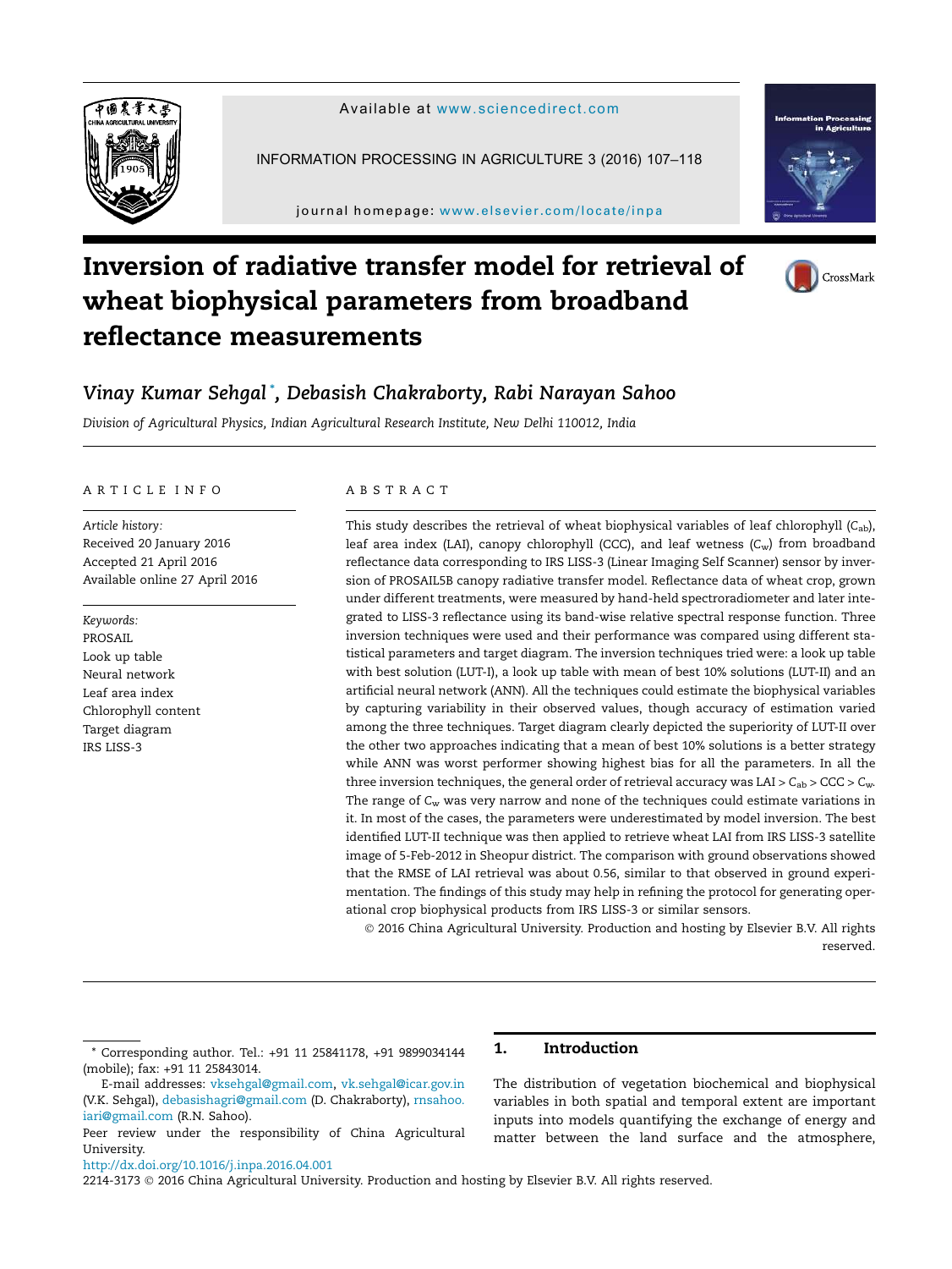# Inversion of radiative transfer model for retrieval of wheat biophysical parameters from broadband reflectance measurements

*Vinay Kumar Sehgal \*, Debasish Chakraborty, Rabi Narayan Sahoo*

*Division of Agricultural Physics, Indian Agricultural Research Institute, New Delhi 110012, India*

## ARTICLE INFO

*Article history:*
Received 20 January 2016
Accepted 21 April 2016
Available online 27 April 2016

*Keywords:*
PROSAIL
Look up table
Neural network
Leaf area index
Chlorophyll content
Target diagram
IRS LISS-3

## ABSTRACT

This study describes the retrieval of wheat biophysical variables of leaf chlorophyll ($C_{ab}$), leaf area index (LAI), canopy chlorophyll (CCC), and leaf wetness ($C_w$) from broadband reflectance data corresponding to IRS LISS-3 (Linear Imaging Self Scanner) sensor by inversion of PROSAIL5B canopy radiative transfer model. Reflectance data of wheat crop, grown under different treatments, were measured by hand-held spectroradiometer and later integrated to LISS-3 reflectance using its band-wise relative spectral response function. Three inversion techniques were used and their performance was compared using different statistical parameters and target diagram. The inversion techniques tried were: a look up table with best solution (LUT-I), a look up table with mean of best 10% solutions (LUT-II) and an artificial neural network (ANN). All the techniques could estimate the biophysical variables by capturing variability in their observed values, though accuracy of estimation varied among the three techniques. Target diagram clearly depicted the superiority of LUT-II over the other two approaches indicating that a mean of best 10% solutions is a better strategy while ANN was worst performer showing highest bias for all the parameters. In all the three inversion techniques, the general order of retrieval accuracy was LAI > $C_{ab}$ > CCC > $C_w$. The range of $C_w$ was very narrow and none of the techniques could estimate variations in it. In most of the cases, the parameters were underestimated by model inversion. The best identified LUT-II technique was then applied to retrieve wheat LAI from IRS LISS-3 satellite image of 5-Feb-2012 in Sheopur district. The comparison with ground observations showed that the RMSE of LAI retrieval was about 0.56, similar to that observed in ground experimentation. The findings of this study may help in refining the protocol for generating operational crop biophysical products from IRS LISS-3 or similar sensors.

© 2016 China Agricultural University. Production and hosting by Elsevier B.V. All rights reserved.

\* Corresponding author. Tel.: +91 11 25841178, +91 9899034144 (mobile); fax: +91 11 25843014.
E-mail addresses: vksehgal@gmail.com, vk.sehgal@icar.gov.in (V.K. Sehgal), debasishagri@gmail.com (D. Chakraborty), rnsahoo.iari@gmail.com (R.N. Sahoo).
Peer review under the responsibility of China Agricultural University.
http://dx.doi.org/10.1016/j.inpa.2016.04.001
2214-3173 © 2016 China Agricultural University. Production and hosting by Elsevier B.V. All rights reserved.

## 1. Introduction

The distribution of vegetation biochemical and biophysical variables in both spatial and temporal extent are important inputs into models quantifying the exchange of energy and matter between the land surface and the atmosphere,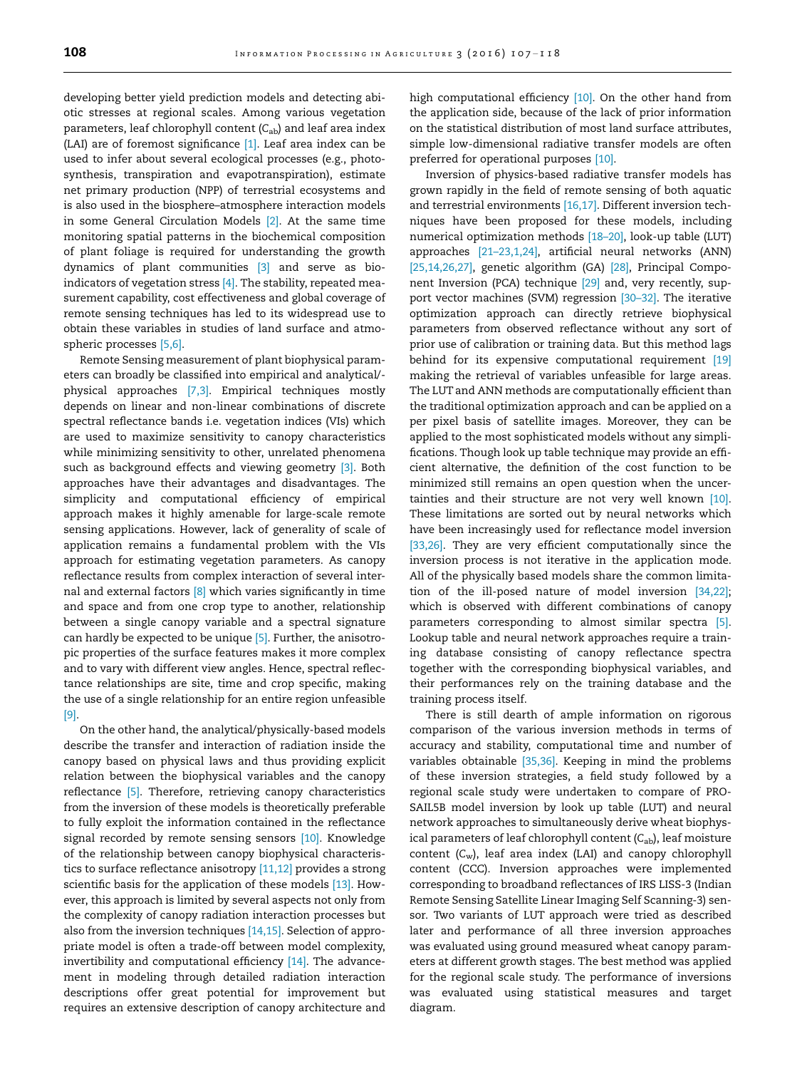developing better yield prediction models and detecting abiotic stresses at regional scales. Among various vegetation parameters, leaf chlorophyll content ($C_{ab}$) and leaf area index (LAI) are of foremost significance [1]. Leaf area index can be used to infer about several ecological processes (e.g., photosynthesis, transpiration and evapotranspiration), estimate net primary production (NPP) of terrestrial ecosystems and is also used in the biosphere–atmosphere interaction models in some General Circulation Models [2]. At the same time monitoring spatial patterns in the biochemical composition of plant foliage is required for understanding the growth dynamics of plant communities [3] and serve as bio-indicators of vegetation stress [4]. The stability, repeated measurement capability, cost effectiveness and global coverage of remote sensing techniques has led to its widespread use to obtain these variables in studies of land surface and atmospheric processes [5,6].

Remote Sensing measurement of plant biophysical parameters can broadly be classified into empirical and analytical/physical approaches [7,3]. Empirical techniques mostly depends on linear and non-linear combinations of discrete spectral reflectance bands i.e. vegetation indices (VIs) which are used to maximize sensitivity to canopy characteristics while minimizing sensitivity to other, unrelated phenomena such as background effects and viewing geometry [3]. Both approaches have their advantages and disadvantages. The simplicity and computational efficiency of empirical approach makes it highly amenable for large-scale remote sensing applications. However, lack of generality of scale of application remains a fundamental problem with the VIs approach for estimating vegetation parameters. As canopy reflectance results from complex interaction of several internal and external factors [8] which varies significantly in time and space and from one crop type to another, relationship between a single canopy variable and a spectral signature can hardly be expected to be unique [5]. Further, the anisotropic properties of the surface features makes it more complex and to vary with different view angles. Hence, spectral reflectance relationships are site, time and crop specific, making the use of a single relationship for an entire region unfeasible [9].

On the other hand, the analytical/physically-based models describe the transfer and interaction of radiation inside the canopy based on physical laws and thus providing explicit relation between the biophysical variables and the canopy reflectance [5]. Therefore, retrieving canopy characteristics from the inversion of these models is theoretically preferable to fully exploit the information contained in the reflectance signal recorded by remote sensing sensors [10]. Knowledge of the relationship between canopy biophysical characteristics to surface reflectance anisotropy [11,12] provides a strong scientific basis for the application of these models [13]. However, this approach is limited by several aspects not only from the complexity of canopy radiation interaction processes but also from the inversion techniques [14,15]. Selection of appropriate model is often a trade-off between model complexity, invertibility and computational efficiency [14]. The advancement in modeling through detailed radiation interaction descriptions offer great potential for improvement but requires an extensive description of canopy architecture and high computational efficiency [10]. On the other hand from the application side, because of the lack of prior information on the statistical distribution of most land surface attributes, simple low-dimensional radiative transfer models are often preferred for operational purposes [10].

Inversion of physics-based radiative transfer models has grown rapidly in the field of remote sensing of both aquatic and terrestrial environments [16,17]. Different inversion techniques have been proposed for these models, including numerical optimization methods [18–20], look-up table (LUT) approaches [21–23,1,24], artificial neural networks (ANN) [25,14,26,27], genetic algorithm (GA) [28], Principal Component Inversion (PCA) technique [29] and, very recently, support vector machines (SVM) regression [30–32]. The iterative optimization approach can directly retrieve biophysical parameters from observed reflectance without any sort of prior use of calibration or training data. But this method lags behind for its expensive computational requirement [19] making the retrieval of variables unfeasible for large areas. The LUT and ANN methods are computationally efficient than the traditional optimization approach and can be applied on a per pixel basis of satellite images. Moreover, they can be applied to the most sophisticated models without any simplifications. Though look up table technique may provide an efficient alternative, the definition of the cost function to be minimized still remains an open question when the uncertainties and their structure are not very well known [10]. These limitations are sorted out by neural networks which have been increasingly used for reflectance model inversion [33,26]. They are very efficient computationally since the inversion process is not iterative in the application mode. All of the physically based models share the common limitation of the ill-posed nature of model inversion [34,22]; which is observed with different combinations of canopy parameters corresponding to almost similar spectra [5]. Lookup table and neural network approaches require a training database consisting of canopy reflectance spectra together with the corresponding biophysical variables, and their performances rely on the training database and the training process itself.

There is still dearth of ample information on rigorous comparison of the various inversion methods in terms of accuracy and stability, computational time and number of variables obtainable [35,36]. Keeping in mind the problems of these inversion strategies, a field study followed by a regional scale study were undertaken to compare of PROSAIL5B model inversion by look up table (LUT) and neural network approaches to simultaneously derive wheat biophysical parameters of leaf chlorophyll content ($C_{ab}$), leaf moisture content ($C_w$), leaf area index (LAI) and canopy chlorophyll content (CCC). Inversion approaches were implemented corresponding to broadband reflectances of IRS LISS-3 (Indian Remote Sensing Satellite Linear Imaging Self Scanning-3) sensor. Two variants of LUT approach were tried as described later and performance of all three inversion approaches was evaluated using ground measured wheat canopy parameters at different growth stages. The best method was applied for the regional scale study. The performance of inversions was evaluated using statistical measures and target diagram.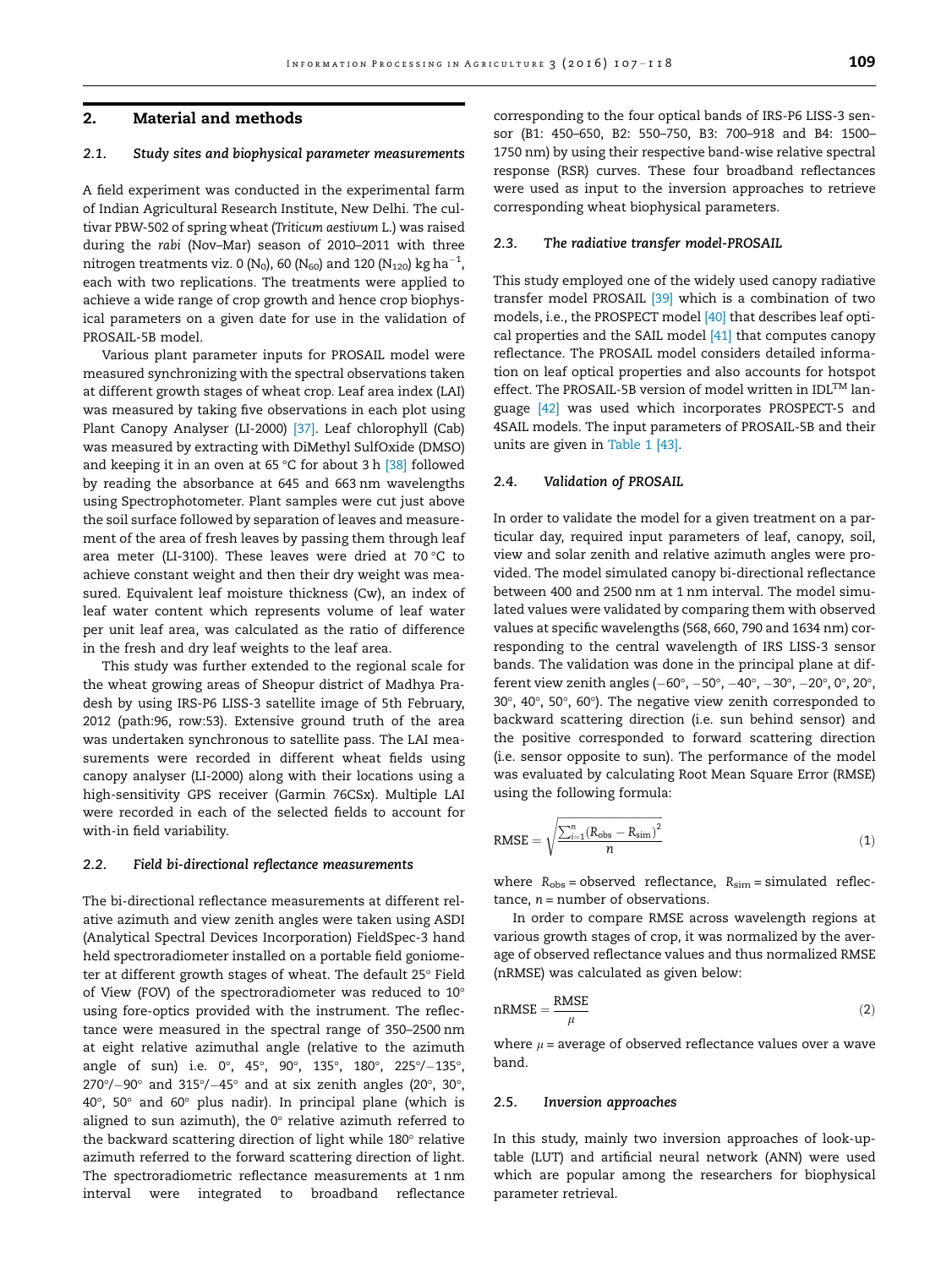## 2. Material and methods

### 2.1. Study sites and biophysical parameter measurements

A field experiment was conducted in the experimental farm of Indian Agricultural Research Institute, New Delhi. The cultivar PBW-502 of spring wheat (*Triticum aestivum* L.) was raised during the *rabi* (Nov–Mar) season of 2010–2011 with three nitrogen treatments viz. 0 ($N_0$), 60 ($N_{60}$) and 120 ($N_{120}$) kg $ha^{-1}$, each with two replications. The treatments were applied to achieve a wide range of crop growth and hence crop biophysical parameters on a given date for use in the validation of PROSAIL-5B model.

Various plant parameter inputs for PROSAIL model were measured synchronizing with the spectral observations taken at different growth stages of wheat crop. Leaf area index (LAI) was measured by taking five observations in each plot using Plant Canopy Analyser (LI-2000) [37]. Leaf chlorophyll (Cab) was measured by extracting with DiMethyl SulfOxide (DMSO) and keeping it in an oven at 65 °C for about 3 h [38] followed by reading the absorbance at 645 and 663 nm wavelengths using Spectrophotometer. Plant samples were cut just above the soil surface followed by separation of leaves and measurement of the area of fresh leaves by passing them through leaf area meter (LI-3100). These leaves were dried at 70 °C to achieve constant weight and then their dry weight was measured. Equivalent leaf moisture thickness (Cw), an index of leaf water content which represents volume of leaf water per unit leaf area, was calculated as the ratio of difference in the fresh and dry leaf weights to the leaf area.

This study was further extended to the regional scale for the wheat growing areas of Sheopur district of Madhya Pradesh by using IRS-P6 LISS-3 satellite image of 5th February, 2012 (path:96, row:53). Extensive ground truth of the area was undertaken synchronous to satellite pass. The LAI measurements were recorded in different wheat fields using canopy analyser (LI-2000) along with their locations using a high-sensitivity GPS receiver (Garmin 76CSx). Multiple LAI were recorded in each of the selected fields to account for with-in field variability.

### 2.2. Field bi-directional reflectance measurements

The bi-directional reflectance measurements at different relative azimuth and view zenith angles were taken using ASDI (Analytical Spectral Devices Incorporation) FieldSpec-3 hand held spectroradiometer installed on a portable field goniometer at different growth stages of wheat. The default 25° Field of View (FOV) of the spectroradiometer was reduced to 10° using fore-optics provided with the instrument. The reflectance were measured in the spectral range of 350–2500 nm at eight relative azimuthal angle (relative to the azimuth angle of sun) i.e. 0°, 45°, 90°, 135°, 180°, 225°/−135°, 270°/−90° and 315°/−45° and at six zenith angles (20°, 30°, 40°, 50° and 60° plus nadir). In principal plane (which is aligned to sun azimuth), the 0° relative azimuth referred to the backward scattering direction of light while 180° relative azimuth referred to the forward scattering direction of light. The spectroradiometric reflectance measurements at 1 nm interval were integrated to broadband reflectance corresponding to the four optical bands of IRS-P6 LISS-3 sensor (B1: 450–650, B2: 550–750, B3: 700–918 and B4: 1500–1750 nm) by using their respective band-wise relative spectral response (RSR) curves. These four broadband reflectances were used as input to the inversion approaches to retrieve corresponding wheat biophysical parameters.

### 2.3. The radiative transfer model-PROSAIL

This study employed one of the widely used canopy radiative transfer model PROSAIL [39] which is a combination of two models, i.e., the PROSPECT model [40] that describes leaf optical properties and the SAIL model [41] that computes canopy reflectance. The PROSAIL model considers detailed information on leaf optical properties and also accounts for hotspot effect. The PROSAIL-5B version of model written in IDL™ language [42] was used which incorporates PROSPECT-5 and 4SAIL models. The input parameters of PROSAIL-5B and their units are given in Table 1 [43].

### 2.4. Validation of PROSAIL

In order to validate the model for a given treatment on a particular day, required input parameters of leaf, canopy, soil, view and solar zenith and relative azimuth angles were provided. The model simulated canopy bi-directional reflectance between 400 and 2500 nm at 1 nm interval. The model simulated values were validated by comparing them with observed values at specific wavelengths (568, 660, 790 and 1634 nm) corresponding to the central wavelength of IRS LISS-3 sensor bands. The validation was done in the principal plane at different view zenith angles (−60°, −50°, −40°, −30°, −20°, 0°, 20°, 30°, 40°, 50°, 60°). The negative view zenith corresponded to backward scattering direction (i.e. sun behind sensor) and the positive corresponded to forward scattering direction (i.e. sensor opposite to sun). The performance of the model was evaluated by calculating Root Mean Square Error (RMSE) using the following formula:

$$\mathrm{RMSE} = \sqrt{\frac{\sum_{i=1}^{n}(R_{obs} - R_{sim})^2}{n}} \quad (1)$$

where $R_{obs}$ = observed reflectance, $R_{sim}$ = simulated reflectance, $n$ = number of observations.

In order to compare RMSE across wavelength regions at various growth stages of crop, it was normalized by the average of observed reflectance values and thus normalized RMSE (nRMSE) was calculated as given below:

$$\mathrm{nRMSE} = \frac{\mathrm{RMSE}}{\mu} \quad (2)$$

where $\mu$ = average of observed reflectance values over a wave band.

### 2.5. Inversion approaches

In this study, mainly two inversion approaches of look-up-table (LUT) and artificial neural network (ANN) were used which are popular among the researchers for biophysical parameter retrieval.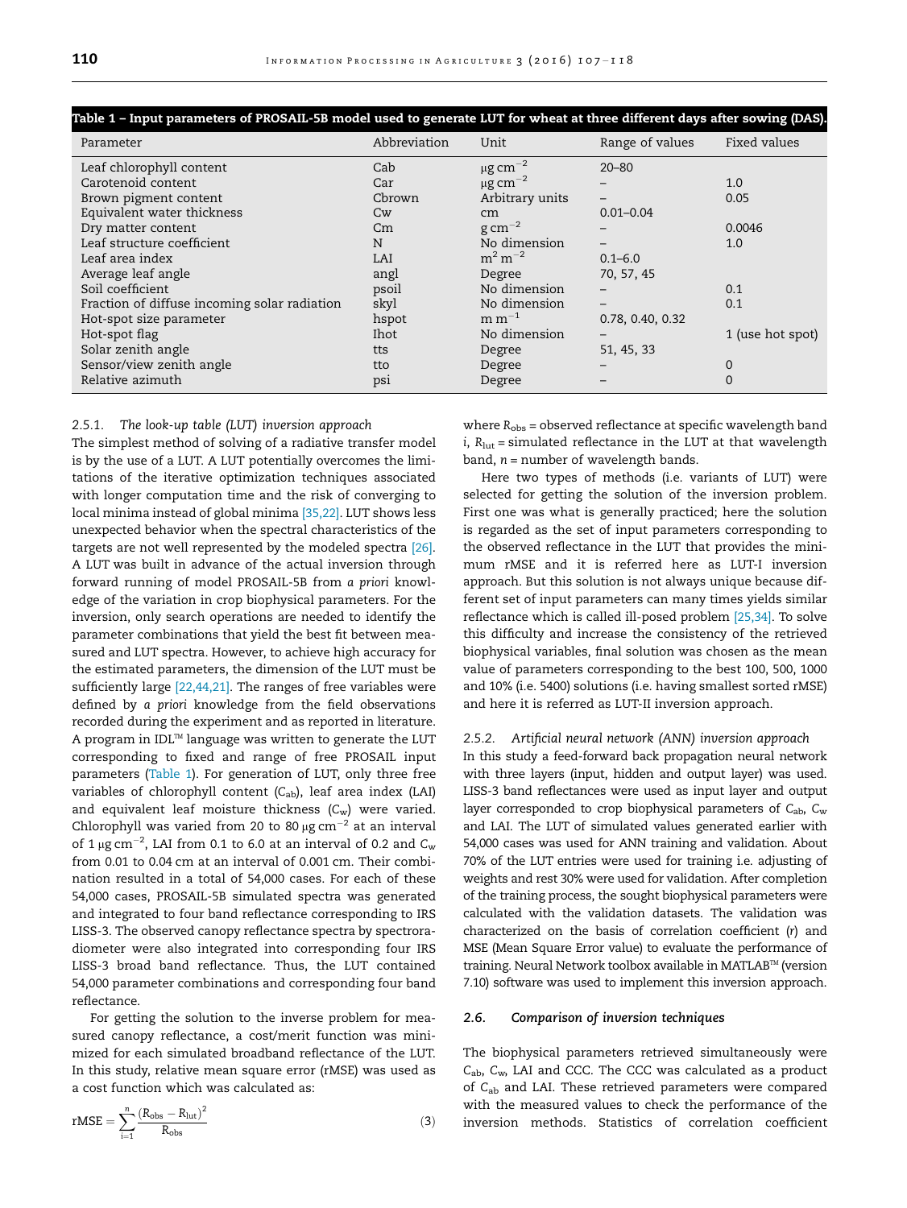**Table 1 – Input parameters of PROSAIL-5B model used to generate LUT for wheat at three different days after sowing (DAS).**

| Parameter | Abbreviation | Unit | Range of values | Fixed values |
|---|---|---|---|---|
| Leaf chlorophyll content | Cab | $\mu g\ cm^{-2}$ | 20–80 | |
| Carotenoid content | Car | $\mu g\ cm^{-2}$ | – | 1.0 |
| Brown pigment content | Cbrown | Arbitrary units | – | 0.05 |
| Equivalent water thickness | Cw | cm | 0.01–0.04 | |
| Dry matter content | Cm | $g\ cm^{-2}$ | – | 0.0046 |
| Leaf structure coefficient | N | No dimension | – | 1.0 |
| Leaf area index | LAI | $m^2\ m^{-2}$ | 0.1–6.0 | |
| Average leaf angle | angl | Degree | 70, 57, 45 | |
| Soil coefficient | psoil | No dimension | – | 0.1 |
| Fraction of diffuse incoming solar radiation | skyl | No dimension | – | 0.1 |
| Hot-spot size parameter | hspot | $m\ m^{-1}$ | 0.78, 0.40, 0.32 | |
| Hot-spot flag | Ihot | No dimension | – | 1 (use hot spot) |
| Solar zenith angle | tts | Degree | 51, 45, 33 | |
| Sensor/view zenith angle | tto | Degree | – | 0 |
| Relative azimuth | psi | Degree | – | 0 |

#### 2.5.1. The look-up table (LUT) inversion approach

The simplest method of solving of a radiative transfer model is by the use of a LUT. A LUT potentially overcomes the limitations of the iterative optimization techniques associated with longer computation time and the risk of converging to local minima instead of global minima [35,22]. LUT shows less unexpected behavior when the spectral characteristics of the targets are not well represented by the modeled spectra [26]. A LUT was built in advance of the actual inversion through forward running of model PROSAIL-5B from *a priori* knowledge of the variation in crop biophysical parameters. For the inversion, only search operations are needed to identify the parameter combinations that yield the best fit between measured and LUT spectra. However, to achieve high accuracy for the estimated parameters, the dimension of the LUT must be sufficiently large [22,44,21]. The ranges of free variables were defined by *a priori* knowledge from the field observations recorded during the experiment and as reported in literature. A program in IDL™ language was written to generate the LUT corresponding to fixed and range of free PROSAIL input parameters (Table 1). For generation of LUT, only three free variables of chlorophyll content ($C_{ab}$), leaf area index (LAI) and equivalent leaf moisture thickness ($C_w$) were varied. Chlorophyll was varied from 20 to 80 $\mu g\ cm^{-2}$ at an interval of 1 $\mu g\ cm^{-2}$, LAI from 0.1 to 6.0 at an interval of 0.2 and $C_w$ from 0.01 to 0.04 cm at an interval of 0.001 cm. Their combination resulted in a total of 54,000 cases. For each of these 54,000 cases, PROSAIL-5B simulated spectra was generated and integrated to four band reflectance corresponding to IRS LISS-3. The observed canopy reflectance spectra by spectroradiometer were also integrated into corresponding four IRS LISS-3 broad band reflectance. Thus, the LUT contained 54,000 parameter combinations and corresponding four band reflectance.

For getting the solution to the inverse problem for measured canopy reflectance, a cost/merit function was minimized for each simulated broadband reflectance of the LUT. In this study, relative mean square error (rMSE) was used as a cost function which was calculated as:

$$\text{rMSE} = \sum_{i=1}^{n} \frac{(R_{obs} - R_{lut})^2}{R_{obs}} \tag{3}$$

where $R_{obs}$ = observed reflectance at specific wavelength band $i$, $R_{lut}$ = simulated reflectance in the LUT at that wavelength band, $n$ = number of wavelength bands.

Here two types of methods (i.e. variants of LUT) were selected for getting the solution of the inversion problem. First one was what is generally practiced; here the solution is regarded as the set of input parameters corresponding to the observed reflectance in the LUT that provides the minimum rMSE and it is referred here as LUT-I inversion approach. But this solution is not always unique because different set of input parameters can many times yields similar reflectance which is called ill-posed problem [25,34]. To solve this difficulty and increase the consistency of the retrieved biophysical variables, final solution was chosen as the mean value of parameters corresponding to the best 100, 500, 1000 and 10% (i.e. 5400) solutions (i.e. having smallest sorted rMSE) and here it is referred as LUT-II inversion approach.

#### 2.5.2. Artificial neural network (ANN) inversion approach

In this study a feed-forward back propagation neural network with three layers (input, hidden and output layer) was used. LISS-3 band reflectances were used as input layer and output layer corresponded to crop biophysical parameters of $C_{ab}$, $C_w$ and LAI. The LUT of simulated values generated earlier with 54,000 cases was used for ANN training and validation. About 70% of the LUT entries were used for training i.e. adjusting of weights and rest 30% were used for validation. After completion of the training process, the sought biophysical parameters were calculated with the validation datasets. The validation was characterized on the basis of correlation coefficient ($r$) and MSE (Mean Square Error value) to evaluate the performance of training. Neural Network toolbox available in MATLAB™ (version 7.10) software was used to implement this inversion approach.

### 2.6. Comparison of inversion techniques

The biophysical parameters retrieved simultaneously were $C_{ab}$, $C_w$, LAI and CCC. The CCC was calculated as a product of $C_{ab}$ and LAI. These retrieved parameters were compared with the measured values to check the performance of the inversion methods. Statistics of correlation coefficient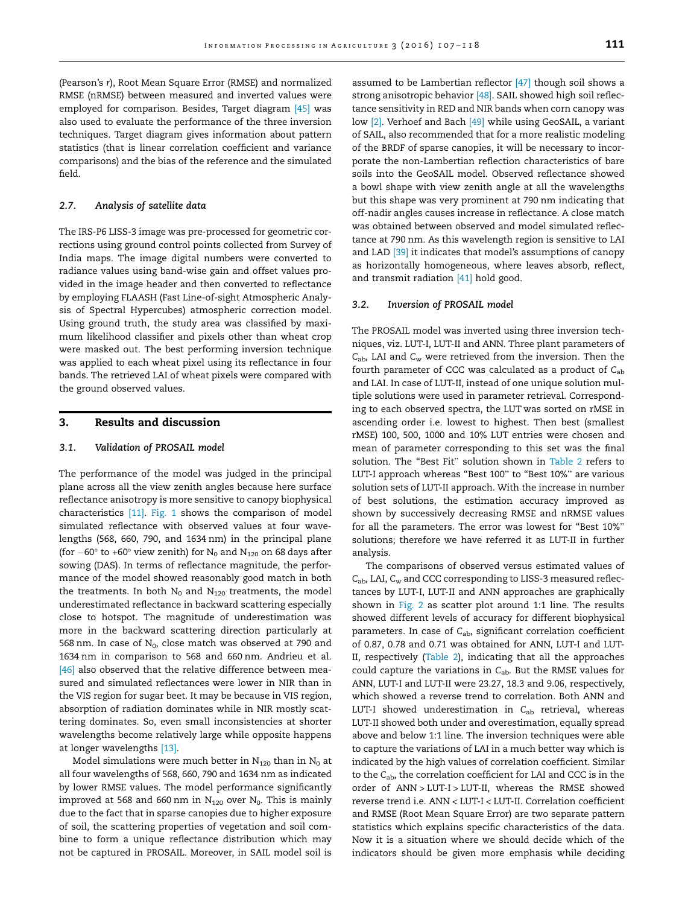(Pearson's r), Root Mean Square Error (RMSE) and normalized RMSE (nRMSE) between measured and inverted values were employed for comparison. Besides, Target diagram [45] was also used to evaluate the performance of the three inversion techniques. Target diagram gives information about pattern statistics (that is linear correlation coefficient and variance comparisons) and the bias of the reference and the simulated field.

### 2.7. Analysis of satellite data

The IRS-P6 LISS-3 image was pre-processed for geometric corrections using ground control points collected from Survey of India maps. The image digital numbers were converted to radiance values using band-wise gain and offset values provided in the image header and then converted to reflectance by employing FLAASH (Fast Line-of-sight Atmospheric Analysis of Spectral Hypercubes) atmospheric correction model. Using ground truth, the study area was classified by maximum likelihood classifier and pixels other than wheat crop were masked out. The best performing inversion technique was applied to each wheat pixel using its reflectance in four bands. The retrieved LAI of wheat pixels were compared with the ground observed values.

## 3. Results and discussion

### 3.1. Validation of PROSAIL model

The performance of the model was judged in the principal plane across all the view zenith angles because here surface reflectance anisotropy is more sensitive to canopy biophysical characteristics [11]. Fig. 1 shows the comparison of model simulated reflectance with observed values at four wavelengths (568, 660, 790, and 1634 nm) in the principal plane (for −60° to +60° view zenith) for $N_0$ and $N_{120}$ on 68 days after sowing (DAS). In terms of reflectance magnitude, the performance of the model showed reasonably good match in both the treatments. In both $N_0$ and $N_{120}$ treatments, the model underestimated reflectance in backward scattering especially close to hotspot. The magnitude of underestimation was more in the backward scattering direction particularly at 568 nm. In case of $N_0$, close match was observed at 790 and 1634 nm in comparison to 568 and 660 nm. Andrieu et al. [46] also observed that the relative difference between measured and simulated reflectances were lower in NIR than in the VIS region for sugar beet. It may be because in VIS region, absorption of radiation dominates while in NIR mostly scattering dominates. So, even small inconsistencies at shorter wavelengths become relatively large while opposite happens at longer wavelengths [13].

Model simulations were much better in $N_{120}$ than in $N_0$ at all four wavelengths of 568, 660, 790 and 1634 nm as indicated by lower RMSE values. The model performance significantly improved at 568 and 660 nm in $N_{120}$ over $N_0$. This is mainly due to the fact that in sparse canopies due to higher exposure of soil, the scattering properties of vegetation and soil combine to form a unique reflectance distribution which may not be captured in PROSAIL. Moreover, in SAIL model soil is assumed to be Lambertian reflector [47] though soil shows a strong anisotropic behavior [48]. SAIL showed high soil reflectance sensitivity in RED and NIR bands when corn canopy was low [2]. Verhoef and Bach [49] while using GeoSAIL, a variant of SAIL, also recommended that for a more realistic modeling of the BRDF of sparse canopies, it will be necessary to incorporate the non-Lambertian reflection characteristics of bare soils into the GeoSAIL model. Observed reflectance showed a bowl shape with view zenith angle at all the wavelengths but this shape was very prominent at 790 nm indicating that off-nadir angles causes increase in reflectance. A close match was obtained between observed and model simulated reflectance at 790 nm. As this wavelength region is sensitive to LAI and LAD [39] it indicates that model's assumptions of canopy as horizontally homogeneous, where leaves absorb, reflect, and transmit radiation [41] hold good.

### 3.2. Inversion of PROSAIL model

The PROSAIL model was inverted using three inversion techniques, viz. LUT-I, LUT-II and ANN. Three plant parameters of $C_{ab}$, LAI and $C_w$ were retrieved from the inversion. Then the fourth parameter of CCC was calculated as a product of $C_{ab}$ and LAI. In case of LUT-II, instead of one unique solution multiple solutions were used in parameter retrieval. Corresponding to each observed spectra, the LUT was sorted on rMSE in ascending order i.e. lowest to highest. Then best (smallest rMSE) 100, 500, 1000 and 10% LUT entries were chosen and mean of parameter corresponding to this set was the final solution. The "Best Fit" solution shown in Table 2 refers to LUT-I approach whereas "Best 100" to "Best 10%" are various solution sets of LUT-II approach. With the increase in number of best solutions, the estimation accuracy improved as shown by successively decreasing RMSE and nRMSE values for all the parameters. The error was lowest for "Best 10%" solutions; therefore we have referred it as LUT-II in further analysis.

The comparisons of observed versus estimated values of $C_{ab}$, LAI, $C_w$ and CCC corresponding to LISS-3 measured reflectances by LUT-I, LUT-II and ANN approaches are graphically shown in Fig. 2 as scatter plot around 1:1 line. The results showed different levels of accuracy for different biophysical parameters. In case of $C_{ab}$, significant correlation coefficient of 0.87, 0.78 and 0.71 was obtained for ANN, LUT-I and LUT-II, respectively (Table 2), indicating that all the approaches could capture the variations in $C_{ab}$. But the RMSE values for ANN, LUT-I and LUT-II were 23.27, 18.3 and 9.06, respectively, which showed a reverse trend to correlation. Both ANN and LUT-I showed underestimation in $C_{ab}$ retrieval, whereas LUT-II showed both under and overestimation, equally spread above and below 1:1 line. The inversion techniques were able to capture the variations of LAI in a much better way which is indicated by the high values of correlation coefficient. Similar to the $C_{ab}$, the correlation coefficient for LAI and CCC is in the order of ANN > LUT-I > LUT-II, whereas the RMSE showed reverse trend i.e. ANN < LUT-I < LUT-II. Correlation coefficient and RMSE (Root Mean Square Error) are two separate pattern statistics which explains specific characteristics of the data. Now it is a situation where we should decide which of the indicators should be given more emphasis while deciding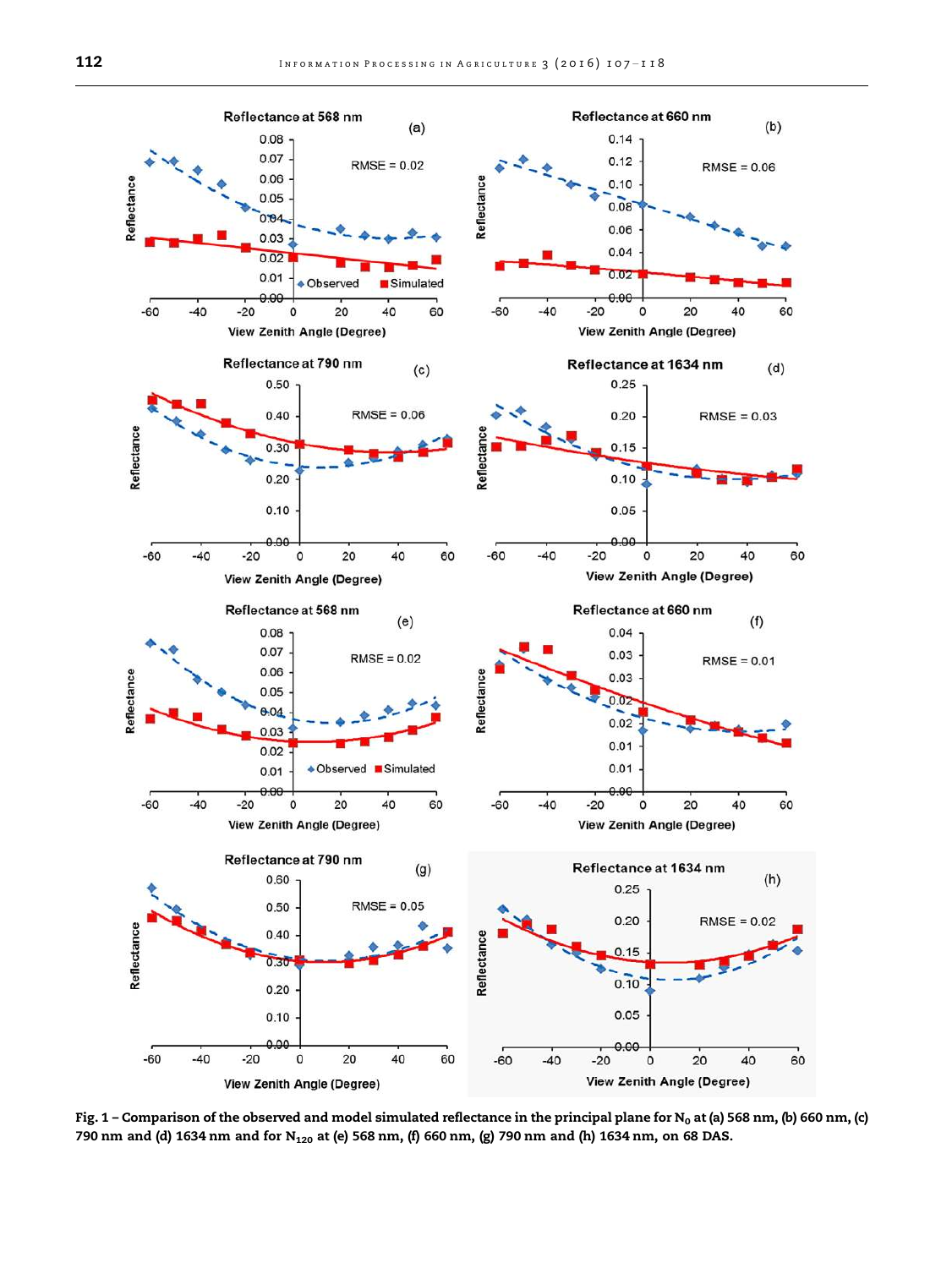Fig. 1 – Comparison of the observed and model simulated reflectance in the principal plane for $N_0$ at (a) 568 nm, (b) 660 nm, (c) 790 nm and (d) 1634 nm and for $N_{120}$ at (e) 568 nm, (f) 660 nm, (g) 790 nm and (h) 1634 nm, on 68 DAS.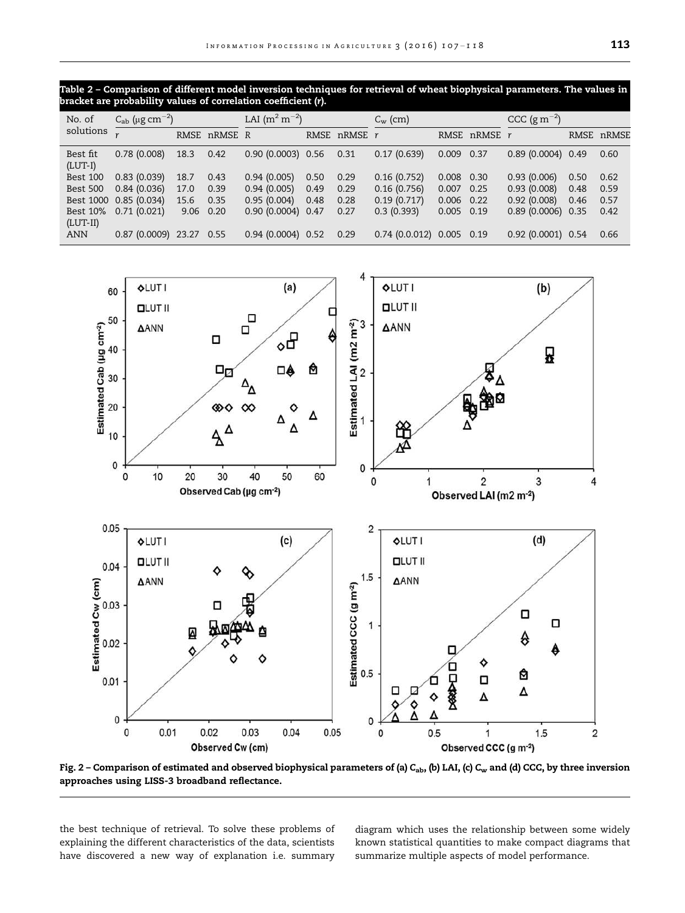Table 2 – Comparison of different model inversion techniques for retrieval of wheat biophysical parameters. The values in bracket are probability values of correlation coefficient (*r*).

| No. of solutions | $C_{ab}$ (μg cm$^{-2}$) | | | LAI (m$^2$ m$^{-2}$) | | | $C_w$ (cm) | | | CCC (g m$^{-2}$) | | |
|---|---|---|---|---|---|---|---|---|---|---|---|---|
| | *r* | RMSE | nRMSE | R | RMSE | nRMSE | *r* | RMSE | nRMSE | *r* | RMSE | nRMSE |
| Best fit (LUT-I) | 0.78 (0.008) | 18.3 | 0.42 | 0.90 (0.0003) | 0.56 | 0.31 | 0.17 (0.639) | 0.009 | 0.37 | 0.89 (0.0004) | 0.49 | 0.60 |
| Best 100 | 0.83 (0.039) | 18.7 | 0.43 | 0.94 (0.005) | 0.50 | 0.29 | 0.16 (0.752) | 0.008 | 0.30 | 0.93 (0.006) | 0.50 | 0.62 |
| Best 500 | 0.84 (0.036) | 17.0 | 0.39 | 0.94 (0.005) | 0.49 | 0.29 | 0.16 (0.756) | 0.007 | 0.25 | 0.93 (0.008) | 0.48 | 0.59 |
| Best 1000 | 0.85 (0.034) | 15.6 | 0.35 | 0.95 (0.004) | 0.48 | 0.28 | 0.19 (0.717) | 0.006 | 0.22 | 0.92 (0.008) | 0.46 | 0.57 |
| Best 10% (LUT-II) | 0.71 (0.021) | 9.06 | 0.20 | 0.90 (0.0004) | 0.47 | 0.27 | 0.3 (0.393) | 0.005 | 0.19 | 0.89 (0.0006) | 0.35 | 0.42 |
| ANN | 0.87 (0.0009) | 23.27 | 0.55 | 0.94 (0.0004) | 0.52 | 0.29 | 0.74 (0.012) | 0.005 | 0.19 | 0.92 (0.0001) | 0.54 | 0.66 |

Fig. 2 – Comparison of estimated and observed biophysical parameters of (a) $C_{ab}$, (b) LAI, (c) $C_w$ and (d) CCC, by three inversion approaches using LISS-3 broadband reflectance.

the best technique of retrieval. To solve these problems of explaining the different characteristics of the data, scientists have discovered a new way of explanation i.e. summary diagram which uses the relationship between some widely known statistical quantities to make compact diagrams that summarize multiple aspects of model performance.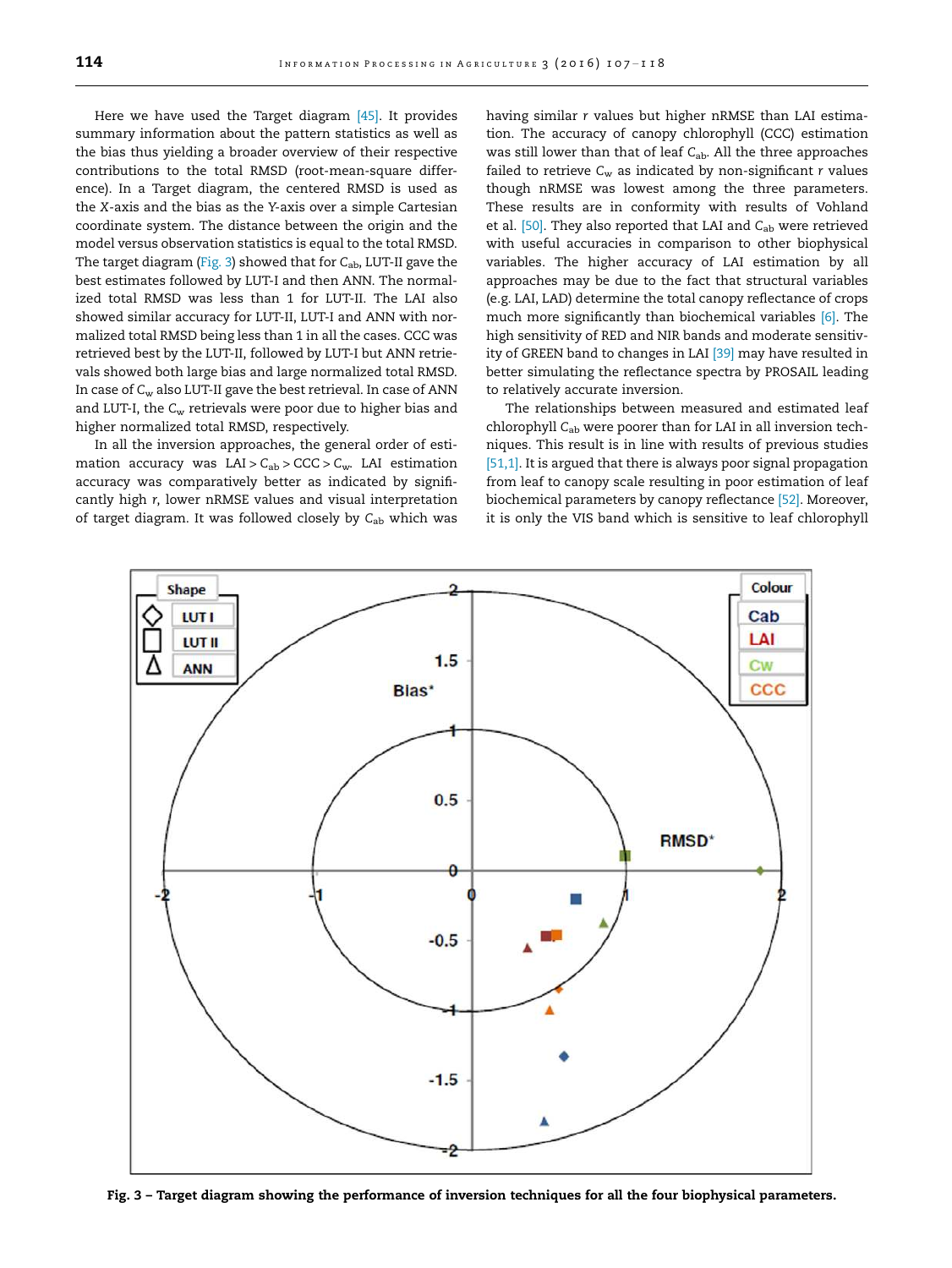Here we have used the Target diagram [45]. It provides summary information about the pattern statistics as well as the bias thus yielding a broader overview of their respective contributions to the total RMSD (root-mean-square difference). In a Target diagram, the centered RMSD is used as the X-axis and the bias as the Y-axis over a simple Cartesian coordinate system. The distance between the origin and the model versus observation statistics is equal to the total RMSD. The target diagram (Fig. 3) showed that for $C_{ab}$, LUT-II gave the best estimates followed by LUT-I and then ANN. The normalized total RMSD was less than 1 for LUT-II. The LAI also showed similar accuracy for LUT-II, LUT-I and ANN with normalized total RMSD being less than 1 in all the cases. CCC was retrieved best by the LUT-II, followed by LUT-I but ANN retrievals showed both large bias and large normalized total RMSD. In case of $C_w$ also LUT-II gave the best retrieval. In case of ANN and LUT-I, the $C_w$ retrievals were poor due to higher bias and higher normalized total RMSD, respectively.

In all the inversion approaches, the general order of estimation accuracy was LAI > $C_{ab}$ > CCC > $C_w$. LAI estimation accuracy was comparatively better as indicated by significantly high *r*, lower nRMSE values and visual interpretation of target diagram. It was followed closely by $C_{ab}$ which was having similar *r* values but higher nRMSE than LAI estimation. The accuracy of canopy chlorophyll (CCC) estimation was still lower than that of leaf $C_{ab}$. All the three approaches failed to retrieve $C_w$ as indicated by non-significant *r* values though nRMSE was lowest among the three parameters. These results are in conformity with results of Vohland et al. [50]. They also reported that LAI and $C_{ab}$ were retrieved with useful accuracies in comparison to other biophysical variables. The higher accuracy of LAI estimation by all approaches may be due to the fact that structural variables (e.g. LAI, LAD) determine the total canopy reflectance of crops much more significantly than biochemical variables [6]. The high sensitivity of RED and NIR bands and moderate sensitivity of GREEN band to changes in LAI [39] may have resulted in better simulating the reflectance spectra by PROSAIL leading to relatively accurate inversion.

The relationships between measured and estimated leaf chlorophyll $C_{ab}$ were poorer than for LAI in all inversion techniques. This result is in line with results of previous studies [51,1]. It is argued that there is always poor signal propagation from leaf to canopy scale resulting in poor estimation of leaf biochemical parameters by canopy reflectance [52]. Moreover, it is only the VIS band which is sensitive to leaf chlorophyll

**Fig. 3 – Target diagram showing the performance of inversion techniques for all the four biophysical parameters.**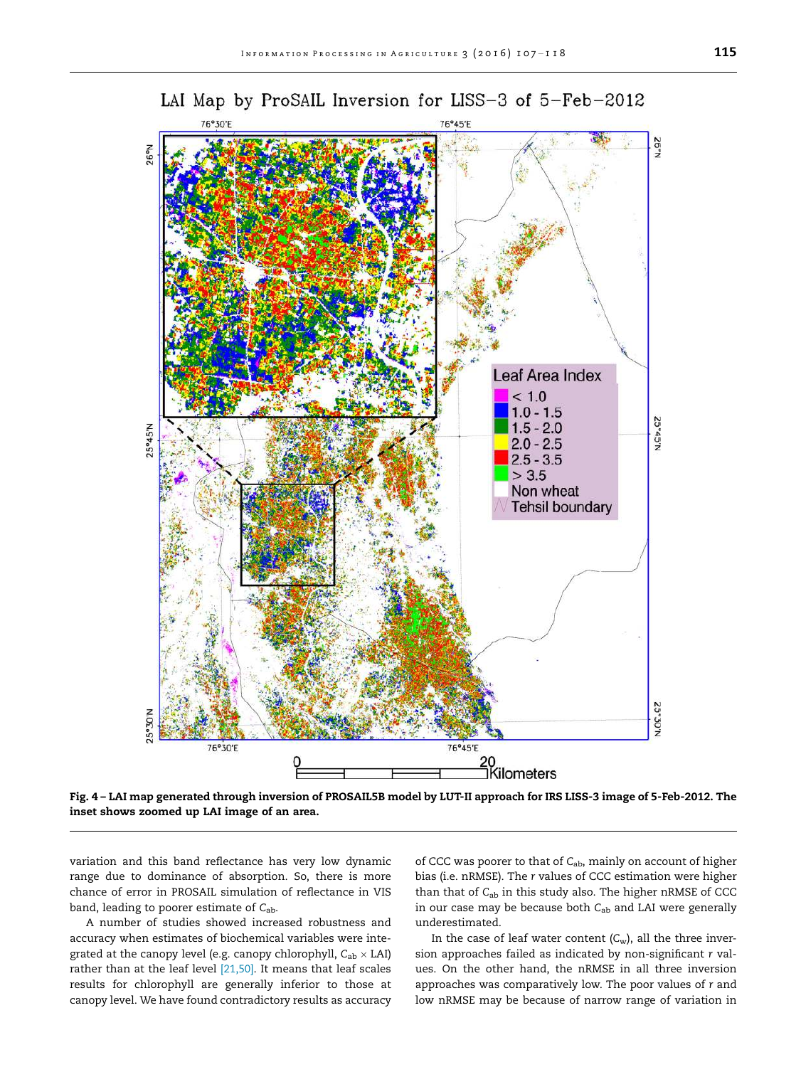Fig. 4 – LAI map generated through inversion of PROSAIL5B model by LUT-II approach for IRS LISS-3 image of 5-Feb-2012. The inset shows zoomed up LAI image of an area.

variation and this band reflectance has very low dynamic range due to dominance of absorption. So, there is more chance of error in PROSAIL simulation of reflectance in VIS band, leading to poorer estimate of $C_{ab}$.

A number of studies showed increased robustness and accuracy when estimates of biochemical variables were integrated at the canopy level (e.g. canopy chlorophyll, $C_{ab} \times LAI$) rather than at the leaf level [21,50]. It means that leaf scales results for chlorophyll are generally inferior to those at canopy level. We have found contradictory results as accuracy of CCC was poorer to that of $C_{ab}$, mainly on account of higher bias (i.e. nRMSE). The $r$ values of CCC estimation were higher than that of $C_{ab}$ in this study also. The higher nRMSE of CCC in our case may be because both $C_{ab}$ and LAI were generally underestimated.

In the case of leaf water content ($C_w$), all the three inversion approaches failed as indicated by non-significant $r$ values. On the other hand, the nRMSE in all three inversion approaches was comparatively low. The poor values of $r$ and low nRMSE may be because of narrow range of variation in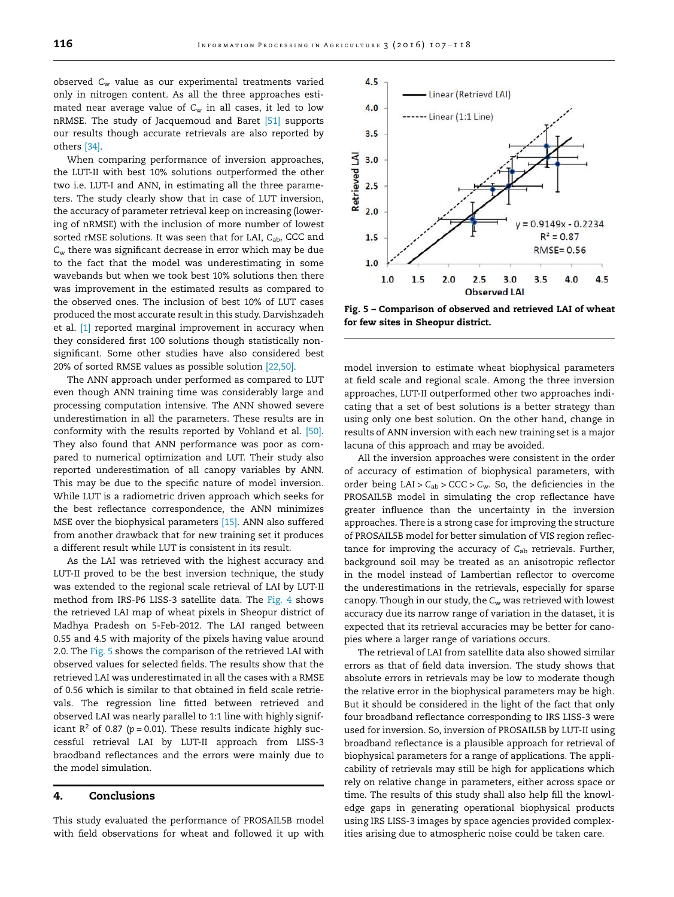observed $C_w$ value as our experimental treatments varied only in nitrogen content. As all the three approaches estimated near average value of $C_w$ in all cases, it led to low nRMSE. The study of Jacquemoud and Baret [51] supports our results though accurate retrievals are also reported by others [34].

When comparing performance of inversion approaches, the LUT-II with best 10% solutions outperformed the other two i.e. LUT-I and ANN, in estimating all the three parameters. The study clearly show that in case of LUT inversion, the accuracy of parameter retrieval keep on increasing (lowering of nRMSE) with the inclusion of more number of lowest sorted rMSE solutions. It was seen that for LAI, $C_{ab}$, CCC and $C_w$ there was significant decrease in error which may be due to the fact that the model was underestimating in some wavebands but when we took best 10% solutions then there was improvement in the estimated results as compared to the observed ones. The inclusion of best 10% of LUT cases produced the most accurate result in this study. Darvishzadeh et al. [1] reported marginal improvement in accuracy when they considered first 100 solutions though statistically non-significant. Some other studies have also considered best 20% of sorted RMSE values as possible solution [22,50].

The ANN approach under performed as compared to LUT even though ANN training time was considerably large and processing computation intensive. The ANN showed severe underestimation in all the parameters. These results are in conformity with the results reported by Vohland et al. [50]. They also found that ANN performance was poor as compared to numerical optimization and LUT. Their study also reported underestimation of all canopy variables by ANN. This may be due to the specific nature of model inversion. While LUT is a radiometric driven approach which seeks for the best reflectance correspondence, the ANN minimizes MSE over the biophysical parameters [15]. ANN also suffered from another drawback that for new training set it produces a different result while LUT is consistent in its result.

As the LAI was retrieved with the highest accuracy and LUT-II proved to be the best inversion technique, the study was extended to the regional scale retrieval of LAI by LUT-II method from IRS-P6 LISS-3 satellite data. The Fig. 4 shows the retrieved LAI map of wheat pixels in Sheopur district of Madhya Pradesh on 5-Feb-2012. The LAI ranged between 0.55 and 4.5 with majority of the pixels having value around 2.0. The Fig. 5 shows the comparison of the retrieved LAI with observed values for selected fields. The results show that the retrieved LAI was underestimated in all the cases with a RMSE of 0.56 which is similar to that obtained in field scale retrievals. The regression line fitted between retrieved and observed LAI was nearly parallel to 1:1 line with highly significant $R^2$ of 0.87 ($p = 0.01$). These results indicate highly successful retrieval LAI by LUT-II approach from LISS-3 braodband reflectances and the errors were mainly due to the model simulation.

**Fig. 5 – Comparison of observed and retrieved LAI of wheat for few sites in Sheopur district.**

## 4. Conclusions

This study evaluated the performance of PROSAIL5B model with field observations for wheat and followed it up with model inversion to estimate wheat biophysical parameters at field scale and regional scale. Among the three inversion approaches, LUT-II outperformed other two approaches indicating that a set of best solutions is a better strategy than using only one best solution. On the other hand, change in results of ANN inversion with each new training set is a major lacuna of this approach and may be avoided.

All the inversion approaches were consistent in the order of accuracy of estimation of biophysical parameters, with order being LAI > $C_{ab}$ > CCC > $C_w$. So, the deficiencies in the PROSAIL5B model in simulating the crop reflectance have greater influence than the uncertainty in the inversion approaches. There is a strong case for improving the structure of PROSAIL5B model for better simulation of VIS region reflectance for improving the accuracy of $C_{ab}$ retrievals. Further, background soil may be treated as an anisotropic reflector in the model instead of Lambertian reflector to overcome the underestimations in the retrievals, especially for sparse canopy. Though in our study, the $C_w$ was retrieved with lowest accuracy due its narrow range of variation in the dataset, it is expected that its retrieval accuracies may be better for canopies where a larger range of variations occurs.

The retrieval of LAI from satellite data also showed similar errors as that of field data inversion. The study shows that absolute errors in retrievals may be low to moderate though the relative error in the biophysical parameters may be high. But it should be considered in the light of the fact that only four broadband reflectance corresponding to IRS LISS-3 were used for inversion. So, inversion of PROSAIL5B by LUT-II using broadband reflectance is a plausible approach for retrieval of biophysical parameters for a range of applications. The applicability of retrievals may still be high for applications which rely on relative change in parameters, either across space or time. The results of this study shall also help fill the knowledge gaps in generating operational biophysical products using IRS LISS-3 images by space agencies provided complexities arising due to atmospheric noise could be taken care.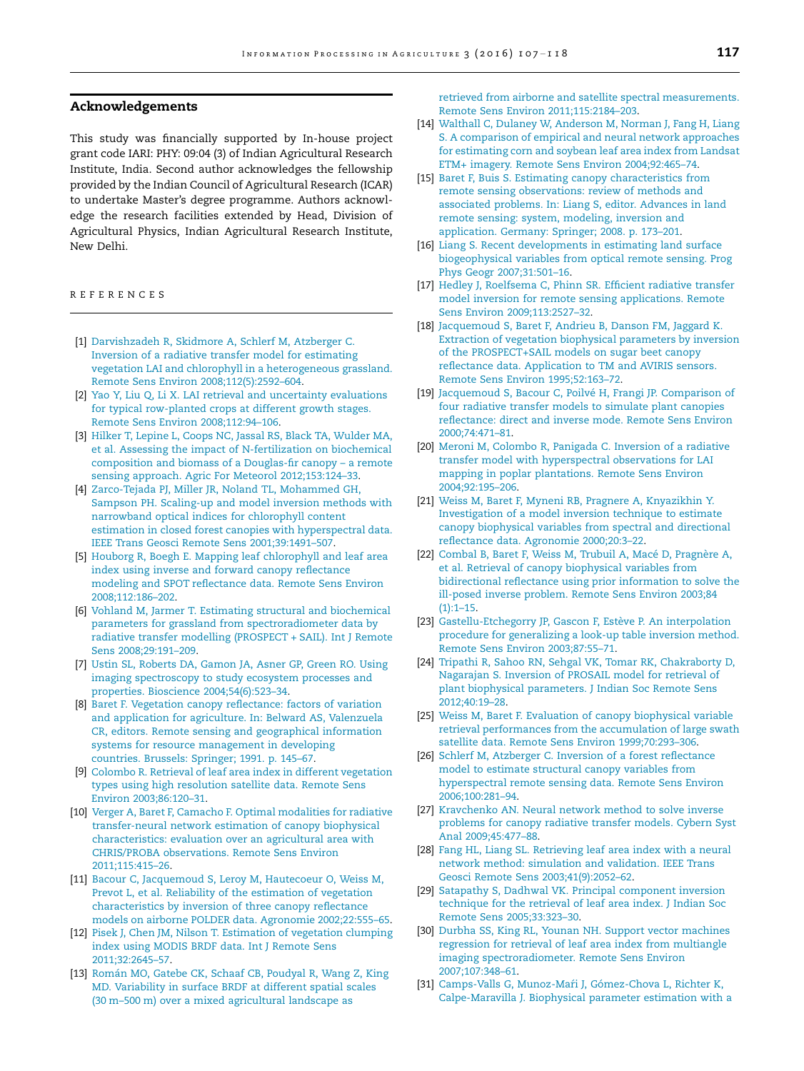## Acknowledgements

This study was financially supported by In-house project grant code IARI: PHY: 09:04 (3) of Indian Agricultural Research Institute, India. Second author acknowledges the fellowship provided by the Indian Council of Agricultural Research (ICAR) to undertake Master's degree programme. Authors acknowledge the research facilities extended by Head, Division of Agricultural Physics, Indian Agricultural Research Institute, New Delhi.

## REFERENCES

[1] Darvishzadeh R, Skidmore A, Schlerf M, Atzberger C. Inversion of a radiative transfer model for estimating vegetation LAI and chlorophyll in a heterogeneous grassland. Remote Sens Environ 2008;112(5):2592–604.

[2] Yao Y, Liu Q, Li X. LAI retrieval and uncertainty evaluations for typical row-planted crops at different growth stages. Remote Sens Environ 2008;112:94–106.

[3] Hilker T, Lepine L, Coops NC, Jassal RS, Black TA, Wulder MA, et al. Assessing the impact of N-fertilization on biochemical composition and biomass of a Douglas-fir canopy – a remote sensing approach. Agric For Meteorol 2012;153:124–33.

[4] Zarco-Tejada PJ, Miller JR, Noland TL, Mohammed GH, Sampson PH. Scaling-up and model inversion methods with narrowband optical indices for chlorophyll content estimation in closed forest canopies with hyperspectral data. IEEE Trans Geosci Remote Sens 2001;39:1491–507.

[5] Houborg R, Boegh E. Mapping leaf chlorophyll and leaf area index using inverse and forward canopy reflectance modeling and SPOT reflectance data. Remote Sens Environ 2008;112:186–202.

[6] Vohland M, Jarmer T. Estimating structural and biochemical parameters for grassland from spectroradiometer data by radiative transfer modelling (PROSPECT + SAIL). Int J Remote Sens 2008;29:191–209.

[7] Ustin SL, Roberts DA, Gamon JA, Asner GP, Green RO. Using imaging spectroscopy to study ecosystem processes and properties. Bioscience 2004;54(6):523–34.

[8] Baret F. Vegetation canopy reflectance: factors of variation and application for agriculture. In: Belward AS, Valenzuela CR, editors. Remote sensing and geographical information systems for resource management in developing countries. Brussels: Springer; 1991. p. 145–67.

[9] Colombo R. Retrieval of leaf area index in different vegetation types using high resolution satellite data. Remote Sens Environ 2003;86:120–31.

[10] Verger A, Baret F, Camacho F. Optimal modalities for radiative transfer-neural network estimation of canopy biophysical characteristics: evaluation over an agricultural area with CHRIS/PROBA observations. Remote Sens Environ 2011;115:415–26.

[11] Bacour C, Jacquemoud S, Leroy M, Hautecoeur O, Weiss M, Prevot L, et al. Reliability of the estimation of vegetation characteristics by inversion of three canopy reflectance models on airborne POLDER data. Agronomie 2002;22:555–65.

[12] Pisek J, Chen JM, Nilson T. Estimation of vegetation clumping index using MODIS BRDF data. Int J Remote Sens 2011;32:2645–57.

[13] Román MO, Gatebe CK, Schaaf CB, Poudyal R, Wang Z, King MD. Variability in surface BRDF at different spatial scales (30 m–500 m) over a mixed agricultural landscape as retrieved from airborne and satellite spectral measurements. Remote Sens Environ 2011;115:2184–203.

[14] Walthall C, Dulaney W, Anderson M, Norman J, Fang H, Liang S. A comparison of empirical and neural network approaches for estimating corn and soybean leaf area index from Landsat ETM+ imagery. Remote Sens Environ 2004;92:465–74.

[15] Baret F, Buis S. Estimating canopy characteristics from remote sensing observations: review of methods and associated problems. In: Liang S, editor. Advances in land remote sensing: system, modeling, inversion and application. Germany: Springer; 2008. p. 173–201.

[16] Liang S. Recent developments in estimating land surface biogeophysical variables from optical remote sensing. Prog Phys Geogr 2007;31:501–16.

[17] Hedley J, Roelfsema C, Phinn SR. Efficient radiative transfer model inversion for remote sensing applications. Remote Sens Environ 2009;113:2527–32.

[18] Jacquemoud S, Baret F, Andrieu B, Danson FM, Jaggard K. Extraction of vegetation biophysical parameters by inversion of the PROSPECT+SAIL models on sugar beet canopy reflectance data. Application to TM and AVIRIS sensors. Remote Sens Environ 1995;52:163–72.

[19] Jacquemoud S, Bacour C, Poilvé H, Frangi JP. Comparison of four radiative transfer models to simulate plant canopies reflectance: direct and inverse mode. Remote Sens Environ 2000;74:471–81.

[20] Meroni M, Colombo R, Panigada C. Inversion of a radiative transfer model with hyperspectral observations for LAI mapping in poplar plantations. Remote Sens Environ 2004;92:195–206.

[21] Weiss M, Baret F, Myneni RB, Pragnere A, Knyazikhin Y. Investigation of a model inversion technique to estimate canopy biophysical variables from spectral and directional reflectance data. Agronomie 2000;20:3–22.

[22] Combal B, Baret F, Weiss M, Trubuil A, Macé D, Pragnère A, et al. Retrieval of canopy biophysical variables from bidirectional reflectance using prior information to solve the ill-posed inverse problem. Remote Sens Environ 2003;84 (1):1–15.

[23] Gastellu-Etchegorry JP, Gascon F, Estève P. An interpolation procedure for generalizing a look-up table inversion method. Remote Sens Environ 2003;87:55–71.

[24] Tripathi R, Sahoo RN, Sehgal VK, Tomar RK, Chakraborty D, Nagarajan S. Inversion of PROSAIL model for retrieval of plant biophysical parameters. J Indian Soc Remote Sens 2012;40:19–28.

[25] Weiss M, Baret F. Evaluation of canopy biophysical variable retrieval performances from the accumulation of large swath satellite data. Remote Sens Environ 1999;70:293–306.

[26] Schlerf M, Atzberger C. Inversion of a forest reflectance model to estimate structural canopy variables from hyperspectral remote sensing data. Remote Sens Environ 2006;100:281–94.

[27] Kravchenko AN. Neural network method to solve inverse problems for canopy radiative transfer models. Cybern Syst Anal 2009;45:477–88.

[28] Fang HL, Liang SL. Retrieving leaf area index with a neural network method: simulation and validation. IEEE Trans Geosci Remote Sens 2003;41(9):2052–62.

[29] Satapathy S, Dadhwal VK. Principal component inversion technique for the retrieval of leaf area index. J Indian Soc Remote Sens 2005;33:323–30.

[30] Durbha SS, King RL, Younan NH. Support vector machines regression for retrieval of leaf area index from multiangle imaging spectroradiometer. Remote Sens Environ 2007;107:348–61.

[31] Camps-Valls G, Munoz-Marí J, Gómez-Chova L, Richter K, Calpe-Maravilla J. Biophysical parameter estimation with a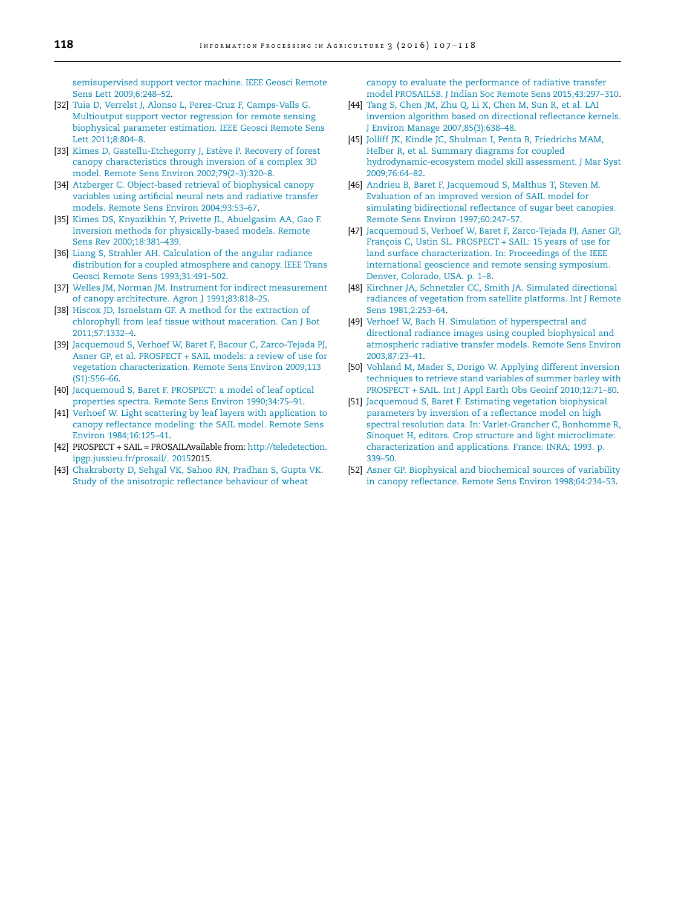semisupervised support vector machine. IEEE Geosci Remote Sens Lett 2009;6:248–52.

[32] Tuia D, Verrelst J, Alonso L, Perez-Cruz F, Camps-Valls G. Multioutput support vector regression for remote sensing biophysical parameter estimation. IEEE Geosci Remote Sens Lett 2011;8:804–8.

[33] Kimes D, Gastellu-Etchegorry J, Estève P. Recovery of forest canopy characteristics through inversion of a complex 3D model. Remote Sens Environ 2002;79(2–3):320–8.

[34] Atzberger C. Object-based retrieval of biophysical canopy variables using artificial neural nets and radiative transfer models. Remote Sens Environ 2004;93:53–67.

[35] Kimes DS, Knyazikhin Y, Privette JL, Abuelgasim AA, Gao F. Inversion methods for physically-based models. Remote Sens Rev 2000;18:381–439.

[36] Liang S, Strahler AH. Calculation of the angular radiance distribution for a coupled atmosphere and canopy. IEEE Trans Geosci Remote Sens 1993;31:491–502.

[37] Welles JM, Norman JM. Instrument for indirect measurement of canopy architecture. Agron J 1991;83:818–25.

[38] Hiscox JD, Israelstam GF. A method for the extraction of chlorophyll from leaf tissue without maceration. Can J Bot 2011;57:1332–4.

[39] Jacquemoud S, Verhoef W, Baret F, Bacour C, Zarco-Tejada PJ, Asner GP, et al. PROSPECT + SAIL models: a review of use for vegetation characterization. Remote Sens Environ 2009;113 (S1):S56–66.

[40] Jacquemoud S, Baret F. PROSPECT: a model of leaf optical properties spectra. Remote Sens Environ 1990;34:75–91.

[41] Verhoef W. Light scattering by leaf layers with application to canopy reflectance modeling: the SAIL model. Remote Sens Environ 1984;16:125–41.

[42] PROSPECT + SAIL = PROSAILAvailable from: http://teledetection.ipgp.jussieu.fr/prosail/. 20152015.

[43] Chakraborty D, Sehgal VK, Sahoo RN, Pradhan S, Gupta VK. Study of the anisotropic reflectance behaviour of wheat canopy to evaluate the performance of radiative transfer model PROSAIL5B. J Indian Soc Remote Sens 2015;43:297–310.

[44] Tang S, Chen JM, Zhu Q, Li X, Chen M, Sun R, et al. LAI inversion algorithm based on directional reflectance kernels. J Environ Manage 2007;85(3):638–48.

[45] Jolliff JK, Kindle JC, Shulman I, Penta B, Friedrichs MAM, Helber R, et al. Summary diagrams for coupled hydrodynamic-ecosystem model skill assessment. J Mar Syst 2009;76:64–82.

[46] Andrieu B, Baret F, Jacquemoud S, Malthus T, Steven M. Evaluation of an improved version of SAIL model for simulating bidirectional reflectance of sugar beet canopies. Remote Sens Environ 1997;60:247–57.

[47] Jacquemoud S, Verhoef W, Baret F, Zarco-Tejada PJ, Asner GP, François C, Ustin SL. PROSPECT + SAIL: 15 years of use for land surface characterization. In: Proceedings of the IEEE international geoscience and remote sensing symposium. Denver, Colorado, USA. p. 1–8.

[48] Kirchner JA, Schnetzler CC, Smith JA. Simulated directional radiances of vegetation from satellite platforms. Int J Remote Sens 1981;2:253–64.

[49] Verhoef W, Bach H. Simulation of hyperspectral and directional radiance images using coupled biophysical and atmospheric radiative transfer models. Remote Sens Environ 2003;87:23–41.

[50] Vohland M, Mader S, Dorigo W. Applying different inversion techniques to retrieve stand variables of summer barley with PROSPECT + SAIL. Int J Appl Earth Obs Geoinf 2010;12:71–80.

[51] Jacquemoud S, Baret F. Estimating vegetation biophysical parameters by inversion of a reflectance model on high spectral resolution data. In: Varlet-Grancher C, Bonhomme R, Sinoquet H, editors. Crop structure and light microclimate: characterization and applications. France: INRA; 1993. p. 339–50.

[52] Asner GP. Biophysical and biochemical sources of variability in canopy reflectance. Remote Sens Environ 1998;64:234–53.